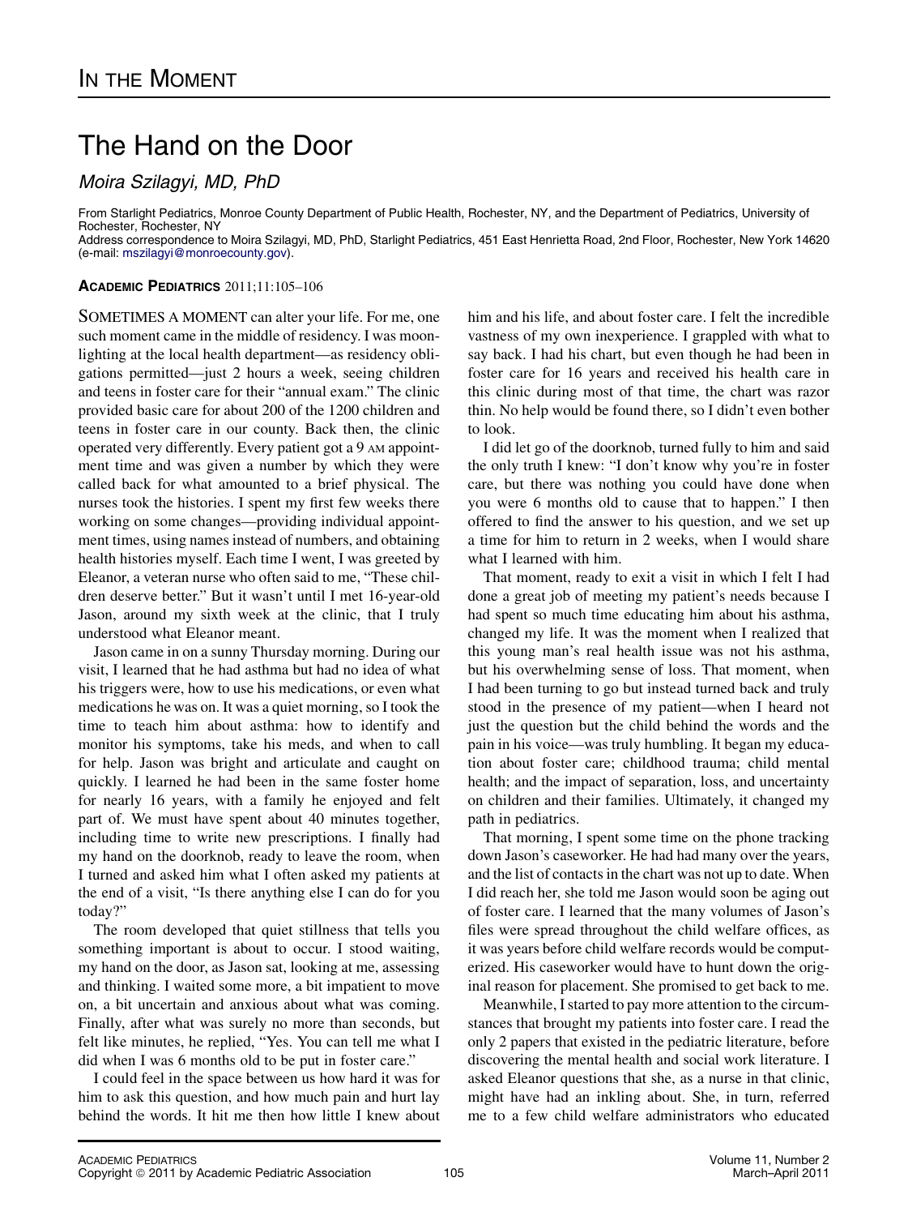# In the Moment

# The Hand on the Door

*Moira Szilagyi, MD, PhD*

From Starlight Pediatrics, Monroe County Department of Public Health, Rochester, NY, and the Department of Pediatrics, University of Rochester, Rochester, NY

Address correspondence to Moira Szilagyi, MD, PhD, Starlight Pediatrics, 451 East Henrietta Road, 2nd Floor, Rochester, New York 14620 (e-mail: mszilagyi@monroecounty.gov).

**Academic Pediatrics** 2011;11:105–106

SOMETIMES A MOMENT can alter your life. For me, one such moment came in the middle of residency. I was moonlighting at the local health department—as residency obligations permitted—just 2 hours a week, seeing children and teens in foster care for their "annual exam." The clinic provided basic care for about 200 of the 1200 children and teens in foster care in our county. Back then, the clinic operated very differently. Every patient got a 9 AM appointment time and was given a number by which they were called back for what amounted to a brief physical. The nurses took the histories. I spent my first few weeks there working on some changes—providing individual appointment times, using names instead of numbers, and obtaining health histories myself. Each time I went, I was greeted by Eleanor, a veteran nurse who often said to me, "These children deserve better." But it wasn't until I met 16-year-old Jason, around my sixth week at the clinic, that I truly understood what Eleanor meant.

Jason came in on a sunny Thursday morning. During our visit, I learned that he had asthma but had no idea of what his triggers were, how to use his medications, or even what medications he was on. It was a quiet morning, so I took the time to teach him about asthma: how to identify and monitor his symptoms, take his meds, and when to call for help. Jason was bright and articulate and caught on quickly. I learned he had been in the same foster home for nearly 16 years, with a family he enjoyed and felt part of. We must have spent about 40 minutes together, including time to write new prescriptions. I finally had my hand on the doorknob, ready to leave the room, when I turned and asked him what I often asked my patients at the end of a visit, "Is there anything else I can do for you today?"

The room developed that quiet stillness that tells you something important is about to occur. I stood waiting, my hand on the door, as Jason sat, looking at me, assessing and thinking. I waited some more, a bit impatient to move on, a bit uncertain and anxious about what was coming. Finally, after what was surely no more than seconds, but felt like minutes, he replied, "Yes. You can tell me what I did when I was 6 months old to be put in foster care."

I could feel in the space between us how hard it was for him to ask this question, and how much pain and hurt lay behind the words. It hit me then how little I knew about him and his life, and about foster care. I felt the incredible vastness of my own inexperience. I grappled with what to say back. I had his chart, but even though he had been in foster care for 16 years and received his health care in this clinic during most of that time, the chart was razor thin. No help would be found there, so I didn't even bother to look.

I did let go of the doorknob, turned fully to him and said the only truth I knew: "I don't know why you're in foster care, but there was nothing you could have done when you were 6 months old to cause that to happen." I then offered to find the answer to his question, and we set up a time for him to return in 2 weeks, when I would share what I learned with him.

That moment, ready to exit a visit in which I felt I had done a great job of meeting my patient's needs because I had spent so much time educating him about his asthma, changed my life. It was the moment when I realized that this young man's real health issue was not his asthma, but his overwhelming sense of loss. That moment, when I had been turning to go but instead turned back and truly stood in the presence of my patient—when I heard not just the question but the child behind the words and the pain in his voice—was truly humbling. It began my education about foster care; childhood trauma; child mental health; and the impact of separation, loss, and uncertainty on children and their families. Ultimately, it changed my path in pediatrics.

That morning, I spent some time on the phone tracking down Jason's caseworker. He had had many over the years, and the list of contacts in the chart was not up to date. When I did reach her, she told me Jason would soon be aging out of foster care. I learned that the many volumes of Jason's files were spread throughout the child welfare offices, as it was years before child welfare records would be computerized. His caseworker would have to hunt down the original reason for placement. She promised to get back to me.

Meanwhile, I started to pay more attention to the circumstances that brought my patients into foster care. I read the only 2 papers that existed in the pediatric literature, before discovering the mental health and social work literature. I asked Eleanor questions that she, as a nurse in that clinic, might have had an inkling about. She, in turn, referred me to a few child welfare administrators who educated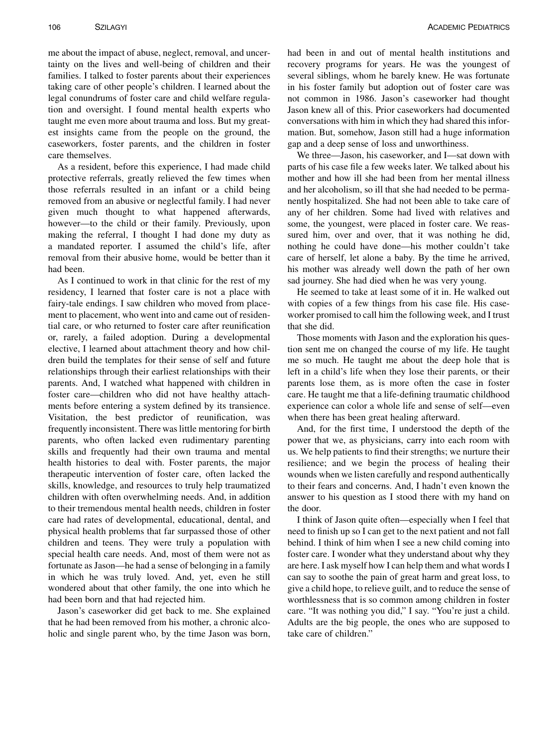me about the impact of abuse, neglect, removal, and uncertainty on the lives and well-being of children and their families. I talked to foster parents about their experiences taking care of other people's children. I learned about the legal conundrums of foster care and child welfare regulation and oversight. I found mental health experts who taught me even more about trauma and loss. But my greatest insights came from the people on the ground, the caseworkers, foster parents, and the children in foster care themselves.

As a resident, before this experience, I had made child protective referrals, greatly relieved the few times when those referrals resulted in an infant or a child being removed from an abusive or neglectful family. I had never given much thought to what happened afterwards, however—to the child or their family. Previously, upon making the referral, I thought I had done my duty as a mandated reporter. I assumed the child's life, after removal from their abusive home, would be better than it had been.

As I continued to work in that clinic for the rest of my residency, I learned that foster care is not a place with fairy-tale endings. I saw children who moved from placement to placement, who went into and came out of residential care, or who returned to foster care after reunification or, rarely, a failed adoption. During a developmental elective, I learned about attachment theory and how children build the templates for their sense of self and future relationships through their earliest relationships with their parents. And, I watched what happened with children in foster care—children who did not have healthy attachments before entering a system defined by its transience. Visitation, the best predictor of reunification, was frequently inconsistent. There was little mentoring for birth parents, who often lacked even rudimentary parenting skills and frequently had their own trauma and mental health histories to deal with. Foster parents, the major therapeutic intervention of foster care, often lacked the skills, knowledge, and resources to truly help traumatized children with often overwhelming needs. And, in addition to their tremendous mental health needs, children in foster care had rates of developmental, educational, dental, and physical health problems that far surpassed those of other children and teens. They were truly a population with special health care needs. And, most of them were not as fortunate as Jason—he had a sense of belonging in a family in which he was truly loved. And, yet, even he still wondered about that other family, the one into which he had been born and that had rejected him.

Jason's caseworker did get back to me. She explained that he had been removed from his mother, a chronic alcoholic and single parent who, by the time Jason was born, had been in and out of mental health institutions and recovery programs for years. He was the youngest of several siblings, whom he barely knew. He was fortunate in his foster family but adoption out of foster care was not common in 1986. Jason's caseworker had thought Jason knew all of this. Prior caseworkers had documented conversations with him in which they had shared this information. But, somehow, Jason still had a huge information gap and a deep sense of loss and unworthiness.

We three—Jason, his caseworker, and I—sat down with parts of his case file a few weeks later. We talked about his mother and how ill she had been from her mental illness and her alcoholism, so ill that she had needed to be permanently hospitalized. She had not been able to take care of any of her children. Some had lived with relatives and some, the youngest, were placed in foster care. We reassured him, over and over, that it was nothing he did, nothing he could have done—his mother couldn't take care of herself, let alone a baby. By the time he arrived, his mother was already well down the path of her own sad journey. She had died when he was very young.

He seemed to take at least some of it in. He walked out with copies of a few things from his case file. His caseworker promised to call him the following week, and I trust that she did.

Those moments with Jason and the exploration his question sent me on changed the course of my life. He taught me so much. He taught me about the deep hole that is left in a child's life when they lose their parents, or their parents lose them, as is more often the case in foster care. He taught me that a life-defining traumatic childhood experience can color a whole life and sense of self—even when there has been great healing afterward.

And, for the first time, I understood the depth of the power that we, as physicians, carry into each room with us. We help patients to find their strengths; we nurture their resilience; and we begin the process of healing their wounds when we listen carefully and respond authentically to their fears and concerns. And, I hadn't even known the answer to his question as I stood there with my hand on the door.

I think of Jason quite often—especially when I feel that need to finish up so I can get to the next patient and not fall behind. I think of him when I see a new child coming into foster care. I wonder what they understand about why they are here. I ask myself how I can help them and what words I can say to soothe the pain of great harm and great loss, to give a child hope, to relieve guilt, and to reduce the sense of worthlessness that is so common among children in foster care. "It was nothing you did," I say. "You're just a child. Adults are the big people, the ones who are supposed to take care of children."